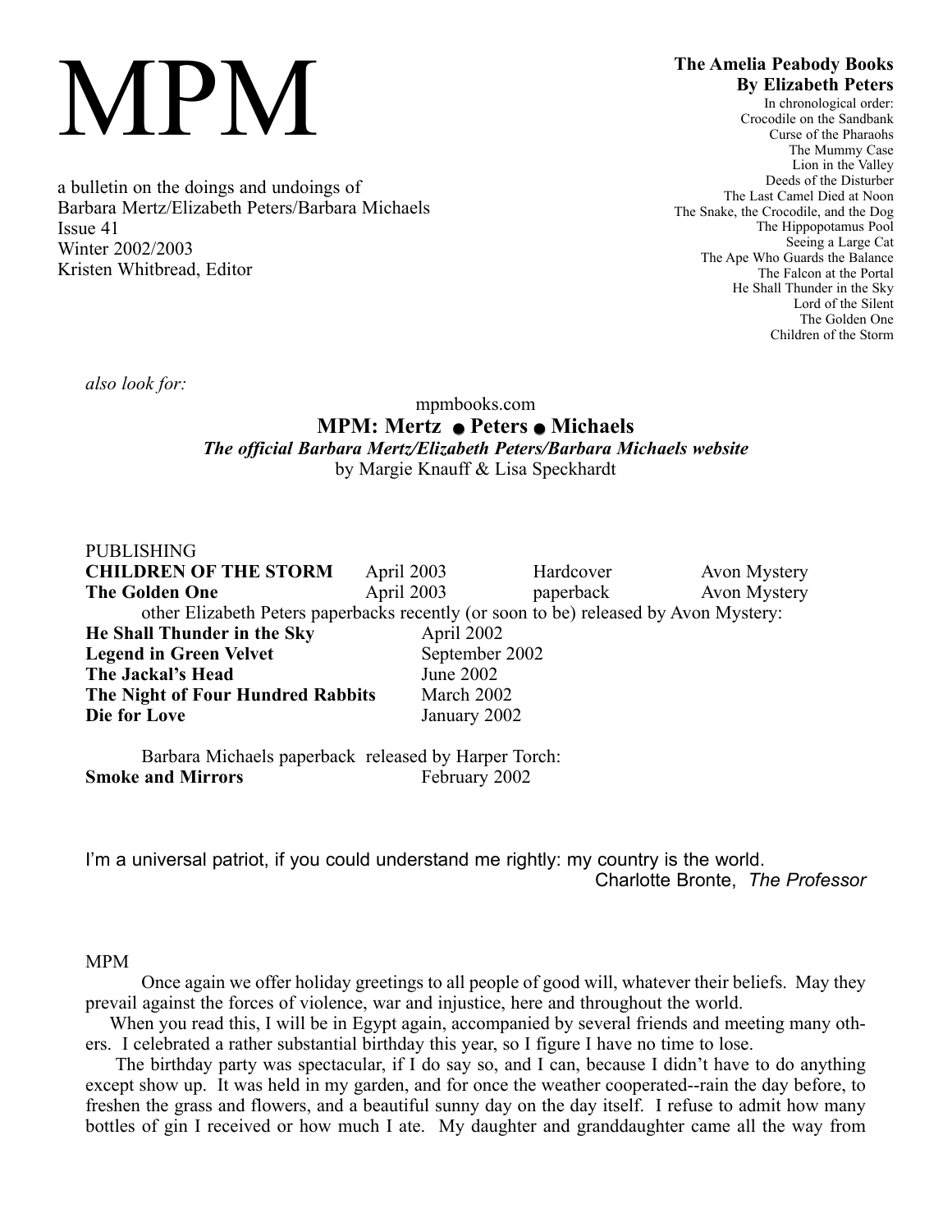# MPM

a bulletin on the doings and undoings of
Barbara Mertz/Elizabeth Peters/Barbara Michaels
Issue 41
Winter 2002/2003
Kristen Whitbread, Editor

**The Amelia Peabody Books**
**By Elizabeth Peters**
In chronological order:
Crocodile on the Sandbank
Curse of the Pharaohs
The Mummy Case
Lion in the Valley
Deeds of the Disturber
The Last Camel Died at Noon
The Snake, the Crocodile, and the Dog
The Hippopotamus Pool
Seeing a Large Cat
The Ape Who Guards the Balance
The Falcon at the Portal
He Shall Thunder in the Sky
Lord of the Silent
The Golden One
Children of the Storm

*also look for:*

mpmbooks.com
**MPM: Mertz ● Peters ● Michaels**
***The official Barbara Mertz/Elizabeth Peters/Barbara Michaels website***
by Margie Knauff & Lisa Speckhardt

PUBLISHING

| | | | |
|---|---|---|---|
| **CHILDREN OF THE STORM** | April 2003 | Hardcover | Avon Mystery |
| **The Golden One** | April 2003 | paperback | Avon Mystery |

other Elizabeth Peters paperbacks recently (or soon to be) released by Avon Mystery:

| | |
|---|---|
| **He Shall Thunder in the Sky** | April 2002 |
| **Legend in Green Velvet** | September 2002 |
| **The Jackal's Head** | June 2002 |
| **The Night of Four Hundred Rabbits** | March 2002 |
| **Die for Love** | January 2002 |

Barbara Michaels paperback released by Harper Torch:

| | |
|---|---|
| **Smoke and Mirrors** | February 2002 |

I'm a universal patriot, if you could understand me rightly: my country is the world.
Charlotte Bronte, *The Professor*

MPM

Once again we offer holiday greetings to all people of good will, whatever their beliefs. May they prevail against the forces of violence, war and injustice, here and throughout the world.

When you read this, I will be in Egypt again, accompanied by several friends and meeting many others. I celebrated a rather substantial birthday this year, so I figure I have no time to lose.

The birthday party was spectacular, if I do say so, and I can, because I didn't have to do anything except show up. It was held in my garden, and for once the weather cooperated--rain the day before, to freshen the grass and flowers, and a beautiful sunny day on the day itself. I refuse to admit how many bottles of gin I received or how much I ate. My daughter and granddaughter came all the way from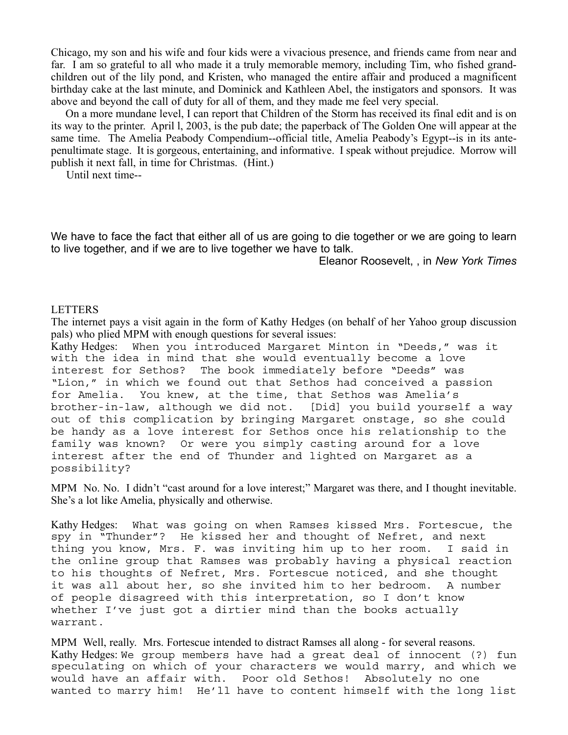Chicago, my son and his wife and four kids were a vivacious presence, and friends came from near and far. I am so grateful to all who made it a truly memorable memory, including Tim, who fished grand-children out of the lily pond, and Kristen, who managed the entire affair and produced a magnificent birthday cake at the last minute, and Dominick and Kathleen Abel, the instigators and sponsors. It was above and beyond the call of duty for all of them, and they made me feel very special.

On a more mundane level, I can report that Children of the Storm has received its final edit and is on its way to the printer. April l, 2003, is the pub date; the paperback of The Golden One will appear at the same time. The Amelia Peabody Compendium--official title, Amelia Peabody's Egypt--is in its ante-penultimate stage. It is gorgeous, entertaining, and informative. I speak without prejudice. Morrow will publish it next fall, in time for Christmas. (Hint.)

Until next time--

We have to face the fact that either all of us are going to die together or we are going to learn to live together, and if we are to live together we have to talk.

Eleanor Roosevelt, , in *New York Times*

LETTERS

The internet pays a visit again in the form of Kathy Hedges (on behalf of her Yahoo group discussion pals) who plied MPM with enough questions for several issues:

Kathy Hedges: When you introduced Margaret Minton in "Deeds," was it with the idea in mind that she would eventually become a love interest for Sethos? The book immediately before "Deeds" was "Lion," in which we found out that Sethos had conceived a passion for Amelia. You knew, at the time, that Sethos was Amelia's brother-in-law, although we did not. [Did] you build yourself a way out of this complication by bringing Margaret onstage, so she could be handy as a love interest for Sethos once his relationship to the family was known? Or were you simply casting around for a love interest after the end of Thunder and lighted on Margaret as a possibility?

MPM No. No. I didn't "cast around for a love interest;" Margaret was there, and I thought inevitable. She's a lot like Amelia, physically and otherwise.

Kathy Hedges: What was going on when Ramses kissed Mrs. Fortescue, the spy in "Thunder"? He kissed her and thought of Nefret, and next thing you know, Mrs. F. was inviting him up to her room. I said in the online group that Ramses was probably having a physical reaction to his thoughts of Nefret, Mrs. Fortescue noticed, and she thought it was all about her, so she invited him to her bedroom. A number of people disagreed with this interpretation, so I don't know whether I've just got a dirtier mind than the books actually warrant.

MPM Well, really. Mrs. Fortescue intended to distract Ramses all along - for several reasons.

Kathy Hedges: We group members have had a great deal of innocent (?) fun speculating on which of your characters we would marry, and which we would have an affair with. Poor old Sethos! Absolutely no one wanted to marry him! He'll have to content himself with the long list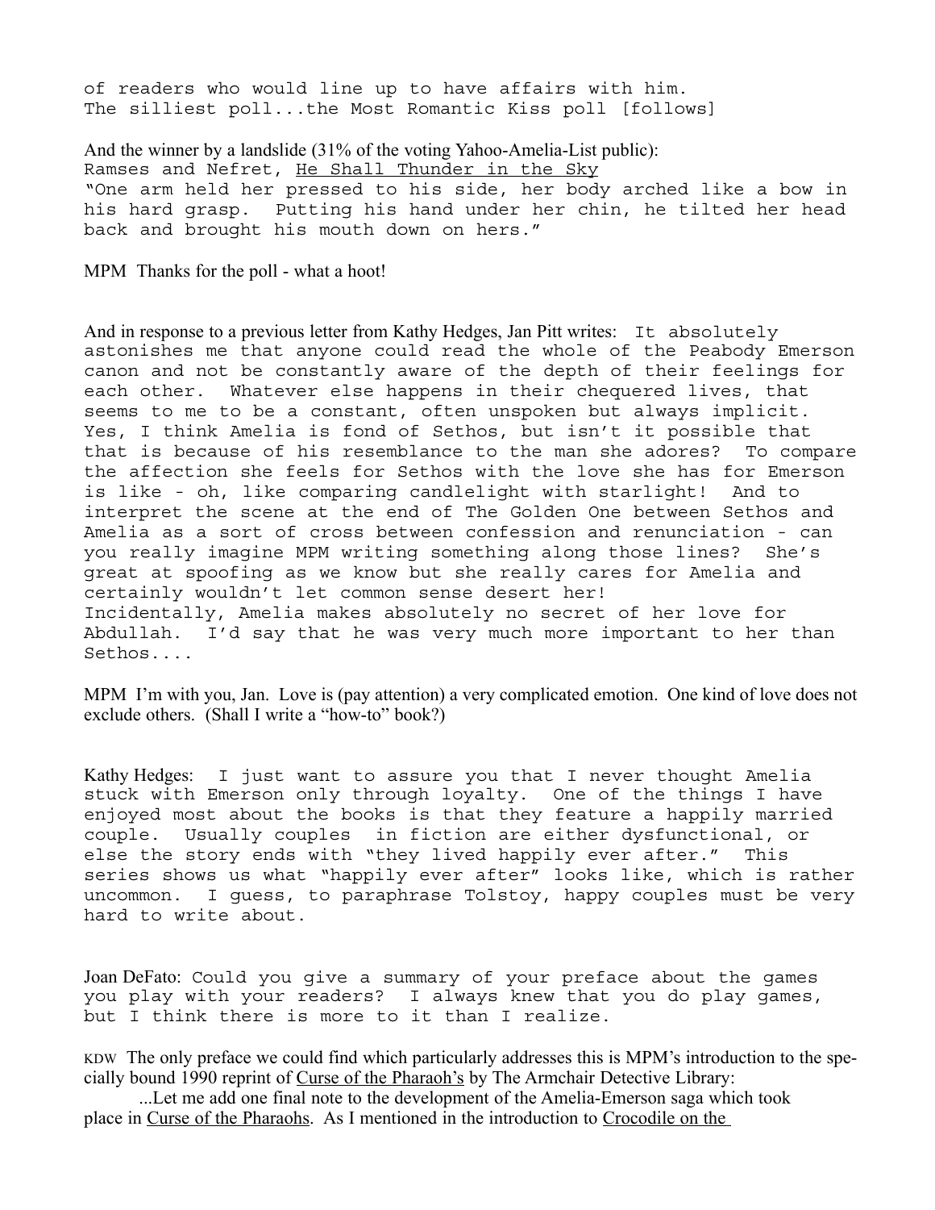of readers who would line up to have affairs with him.
The silliest poll...the Most Romantic Kiss poll [follows]

And the winner by a landslide (31% of the voting Yahoo-Amelia-List public):
Ramses and Nefret, He Shall Thunder in the Sky
"One arm held her pressed to his side, her body arched like a bow in his hard grasp. Putting his hand under her chin, he tilted her head back and brought his mouth down on hers."

MPM Thanks for the poll - what a hoot!

And in response to a previous letter from Kathy Hedges, Jan Pitt writes: It absolutely astonishes me that anyone could read the whole of the Peabody Emerson canon and not be constantly aware of the depth of their feelings for each other. Whatever else happens in their chequered lives, that seems to me to be a constant, often unspoken but always implicit. Yes, I think Amelia is fond of Sethos, but isn't it possible that that is because of his resemblance to the man she adores? To compare the affection she feels for Sethos with the love she has for Emerson is like - oh, like comparing candlelight with starlight! And to interpret the scene at the end of The Golden One between Sethos and Amelia as a sort of cross between confession and renunciation - can you really imagine MPM writing something along those lines? She's great at spoofing as we know but she really cares for Amelia and certainly wouldn't let common sense desert her!
Incidentally, Amelia makes absolutely no secret of her love for Abdullah. I'd say that he was very much more important to her than Sethos....

MPM I'm with you, Jan. Love is (pay attention) a very complicated emotion. One kind of love does not exclude others. (Shall I write a "how-to" book?)

Kathy Hedges: I just want to assure you that I never thought Amelia stuck with Emerson only through loyalty. One of the things I have enjoyed most about the books is that they feature a happily married couple. Usually couples in fiction are either dysfunctional, or else the story ends with "they lived happily ever after." This series shows us what "happily ever after" looks like, which is rather uncommon. I guess, to paraphrase Tolstoy, happy couples must be very hard to write about.

Joan DeFato: Could you give a summary of your preface about the games you play with your readers? I always knew that you do play games, but I think there is more to it than I realize.

KDW The only preface we could find which particularly addresses this is MPM's introduction to the specially bound 1990 reprint of Curse of the Pharaoh's by The Armchair Detective Library:

...Let me add one final note to the development of the Amelia-Emerson saga which took place in Curse of the Pharaohs. As I mentioned in the introduction to Crocodile on the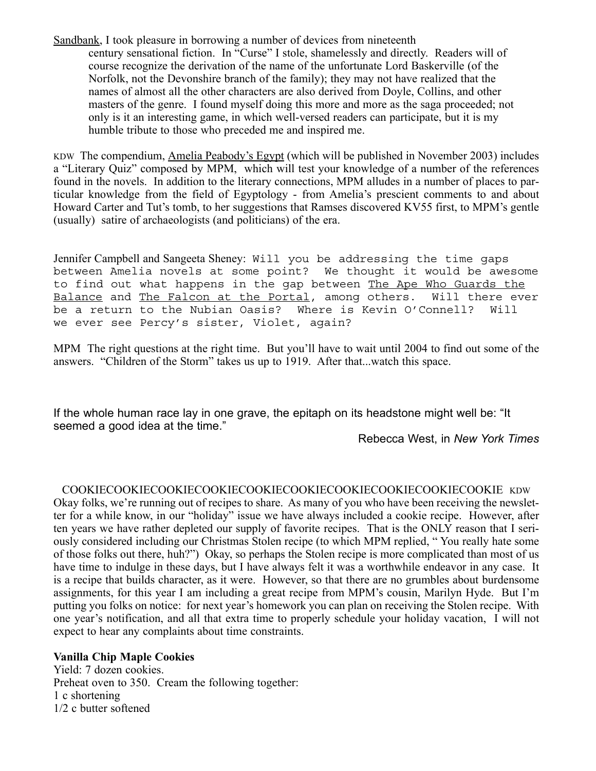Sandbank, I took pleasure in borrowing a number of devices from nineteenth century sensational fiction. In "Curse" I stole, shamelessly and directly. Readers will of course recognize the derivation of the name of the unfortunate Lord Baskerville (of the Norfolk, not the Devonshire branch of the family); they may not have realized that the names of almost all the other characters are also derived from Doyle, Collins, and other masters of the genre. I found myself doing this more and more as the saga proceeded; not only is it an interesting game, in which well-versed readers can participate, but it is my humble tribute to those who preceded me and inspired me.

KDW The compendium, Amelia Peabody's Egypt (which will be published in November 2003) includes a "Literary Quiz" composed by MPM, which will test your knowledge of a number of the references found in the novels. In addition to the literary connections, MPM alludes in a number of places to particular knowledge from the field of Egyptology - from Amelia's prescient comments to and about Howard Carter and Tut's tomb, to her suggestions that Ramses discovered KV55 first, to MPM's gentle (usually) satire of archaeologists (and politicians) of the era.

Jennifer Campbell and Sangeeta Sheney: Will you be addressing the time gaps between Amelia novels at some point? We thought it would be awesome to find out what happens in the gap between The Ape Who Guards the Balance and The Falcon at the Portal, among others. Will there ever be a return to the Nubian Oasis? Where is Kevin O'Connell? Will we ever see Percy's sister, Violet, again?

MPM The right questions at the right time. But you'll have to wait until 2004 to find out some of the answers. "Children of the Storm" takes us up to 1919. After that...watch this space.

If the whole human race lay in one grave, the epitaph on its headstone might well be: "It seemed a good idea at the time."

Rebecca West, in *New York Times*

COOKIECOOKIECOOKIECOOKIECOOKIECOOKIECOOKIECOOKIECOOKIECOOKIE KDW

Okay folks, we're running out of recipes to share. As many of you who have been receiving the newsletter for a while know, in our "holiday" issue we have always included a cookie recipe. However, after ten years we have rather depleted our supply of favorite recipes. That is the ONLY reason that I seriously considered including our Christmas Stolen recipe (to which MPM replied, " You really hate some of those folks out there, huh?") Okay, so perhaps the Stolen recipe is more complicated than most of us have time to indulge in these days, but I have always felt it was a worthwhile endeavor in any case. It is a recipe that builds character, as it were. However, so that there are no grumbles about burdensome assignments, for this year I am including a great recipe from MPM's cousin, Marilyn Hyde. But I'm putting you folks on notice: for next year's homework you can plan on receiving the Stolen recipe. With one year's notification, and all that extra time to properly schedule your holiday vacation, I will not expect to hear any complaints about time constraints.

**Vanilla Chip Maple Cookies**

Yield: 7 dozen cookies.

Preheat oven to 350. Cream the following together:

1 c shortening

1/2 c butter softened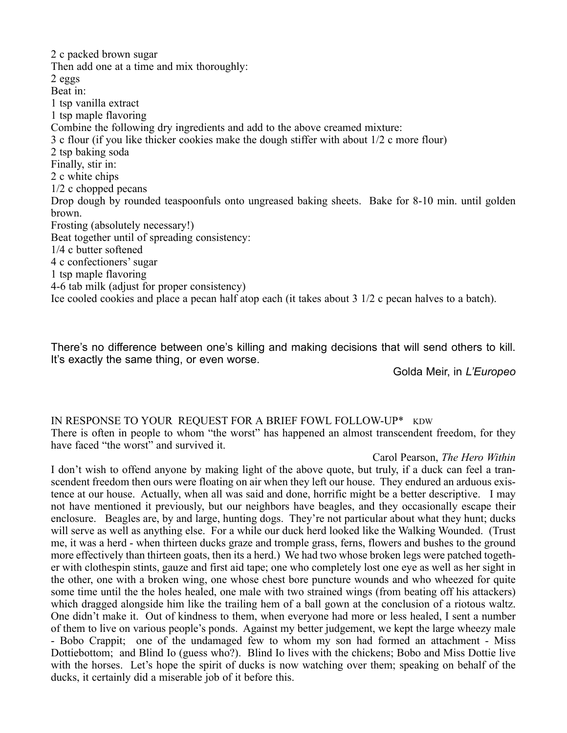2 c packed brown sugar
Then add one at a time and mix thoroughly:
2 eggs
Beat in:
1 tsp vanilla extract
1 tsp maple flavoring
Combine the following dry ingredients and add to the above creamed mixture:
3 c flour (if you like thicker cookies make the dough stiffer with about 1/2 c more flour)
2 tsp baking soda
Finally, stir in:
2 c white chips
1/2 c chopped pecans
Drop dough by rounded teaspoonfuls onto ungreased baking sheets. Bake for 8-10 min. until golden brown.
Frosting (absolutely necessary!)
Beat together until of spreading consistency:
1/4 c butter softened
4 c confectioners' sugar
1 tsp maple flavoring
4-6 tab milk (adjust for proper consistency)
Ice cooled cookies and place a pecan half atop each (it takes about 3 1/2 c pecan halves to a batch).

There's no difference between one's killing and making decisions that will send others to kill. It's exactly the same thing, or even worse.

Golda Meir, in *L'Europeo*

IN RESPONSE TO YOUR REQUEST FOR A BRIEF FOWL FOLLOW-UP* KDW

There is often in people to whom "the worst" has happened an almost transcendent freedom, for they have faced "the worst" and survived it.

Carol Pearson, *The Hero Within*

I don't wish to offend anyone by making light of the above quote, but truly, if a duck can feel a transcendent freedom then ours were floating on air when they left our house. They endured an arduous existence at our house. Actually, when all was said and done, horrific might be a better descriptive. I may not have mentioned it previously, but our neighbors have beagles, and they occasionally escape their enclosure. Beagles are, by and large, hunting dogs. They're not particular about what they hunt; ducks will serve as well as anything else. For a while our duck herd looked like the Walking Wounded. (Trust me, it was a herd - when thirteen ducks graze and trompble grass, ferns, flowers and bushes to the ground more effectively than thirteen goats, then its a herd.) We had two whose broken legs were patched together with clothespin stints, gauze and first aid tape; one who completely lost one eye as well as her sight in the other, one with a broken wing, one whose chest bore puncture wounds and who wheezed for quite some time until the the holes healed, one male with two strained wings (from beating off his attackers) which dragged alongside him like the trailing hem of a ball gown at the conclusion of a riotous waltz. One didn't make it. Out of kindness to them, when everyone had more or less healed, I sent a number of them to live on various people's ponds. Against my better judgement, we kept the large wheezy male - Bobo Crappit; one of the undamaged few to whom my son had formed an attachment - Miss Dottiebottom; and Blind Io (guess who?). Blind Io lives with the chickens; Bobo and Miss Dottie live with the horses. Let's hope the spirit of ducks is now watching over them; speaking on behalf of the ducks, it certainly did a miserable job of it before this.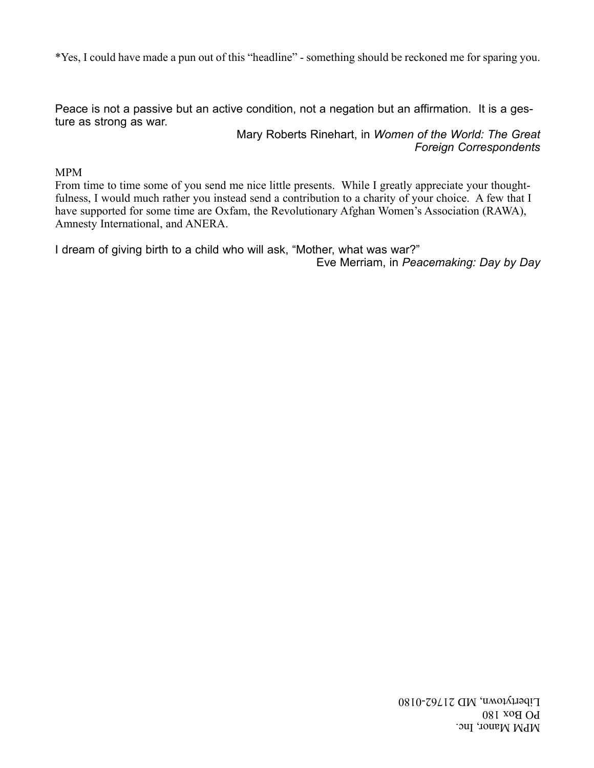*Yes, I could have made a pun out of this "headline" - something should be reckoned me for sparing you.

Peace is not a passive but an active condition, not a negation but an affirmation. It is a gesture as strong as war.

Mary Roberts Rinehart, in *Women of the World: The Great Foreign Correspondents*

MPM

From time to time some of you send me nice little presents. While I greatly appreciate your thoughtfulness, I would much rather you instead send a contribution to a charity of your choice. A few that I have supported for some time are Oxfam, the Revolutionary Afghan Women's Association (RAWA), Amnesty International, and ANERA.

I dream of giving birth to a child who will ask, "Mother, what was war?"

Eve Merriam, in *Peacemaking: Day by Day*

MPM Manor, Inc.
PO Box 180
Libertytown, MD 21762-0180